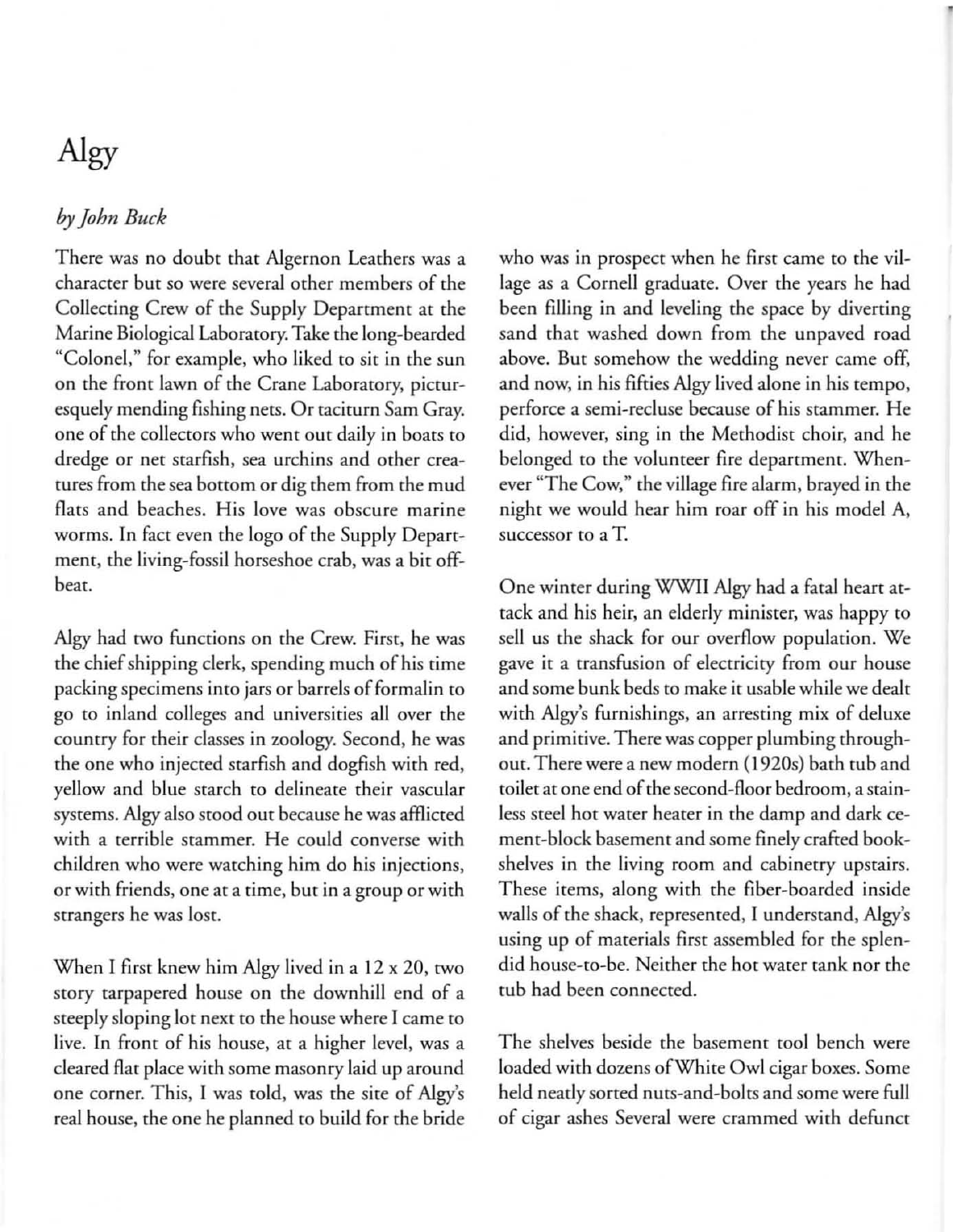# Algy

*by John Buck*

There was no doubt that Algernon Leathers was a character but so were several other members of the Collecting Crew of the Supply Department at the Marine Biological Laboratory. Take the long-bearded "Colonel," for example, who liked to sit in the sun on the front lawn of the Crane Laboratory, picturesquely mending fishing nets. Or taciturn Sam Gray. one of the collectors who went out daily in boats to dredge or net starfish, sea urchins and other creatures from the sea bottom or dig them from the mud flats and beaches. His love was obscure marine worms. In fact even the logo of the Supply Department, the living-fossil horseshoe crab, was a bit offbeat.

Algy had two functions on the Crew. First, he was the chief shipping clerk, spending much of his time packing specimens into jars or barrels of formalin to go to inland colleges and universities all over the country for their classes in zoology. Second, he was the one who injected starfish and dogfish with red, yellow and blue starch to delineate their vascular systems. Algy also stood out because he was afflicted with a terrible stammer. He could converse with children who were watching him do his injections, or with friends, one at a time, but in a group or with strangers he was lost.

When I first knew him Algy lived in a 12 x 20, two story tarpapered house on the downhill end of a steeply sloping lot next to the house where I came to live. In front of his house, at a higher level, was a cleared flat place with some masonry laid up around one corner. This, I was told, was the site of Algy's real house, the one he planned to build for the bride who was in prospect when he first came to the village as a Cornell graduate. Over the years he had been filling in and leveling the space by diverting sand that washed down from the unpaved road above. But somehow the wedding never came off, and now, in his fifties Algy lived alone in his tempo, perforce a semi-recluse because of his stammer. He did, however, sing in the Methodist choir, and he belonged to the volunteer fire department. Whenever "The Cow," the village fire alarm, brayed in the night we would hear him roar off in his model A, successor to a T.

One winter during WWII Algy had a fatal heart attack and his heir, an elderly minister, was happy to sell us the shack for our overflow population. We gave it a transfusion of electricity from our house and some bunk beds to make it usable while we dealt with Algy's furnishings, an arresting mix of deluxe and primitive. There was copper plumbing throughout. There were a new modern (1920s) bath tub and toilet at one end of the second-floor bedroom, a stainless steel hot water heater in the damp and dark cement-block basement and some finely crafted bookshelves in the living room and cabinetry upstairs. These items, along with the fiber-boarded inside walls of the shack, represented, I understand, Algy's using up of materials first assembled for the splendid house-to-be. Neither the hot water tank nor the tub had been connected.

The shelves beside the basement tool bench were loaded with dozens of White Owl cigar boxes. Some held neatly sorted nuts-and-bolts and some were full of cigar ashes Several were crammed with defunct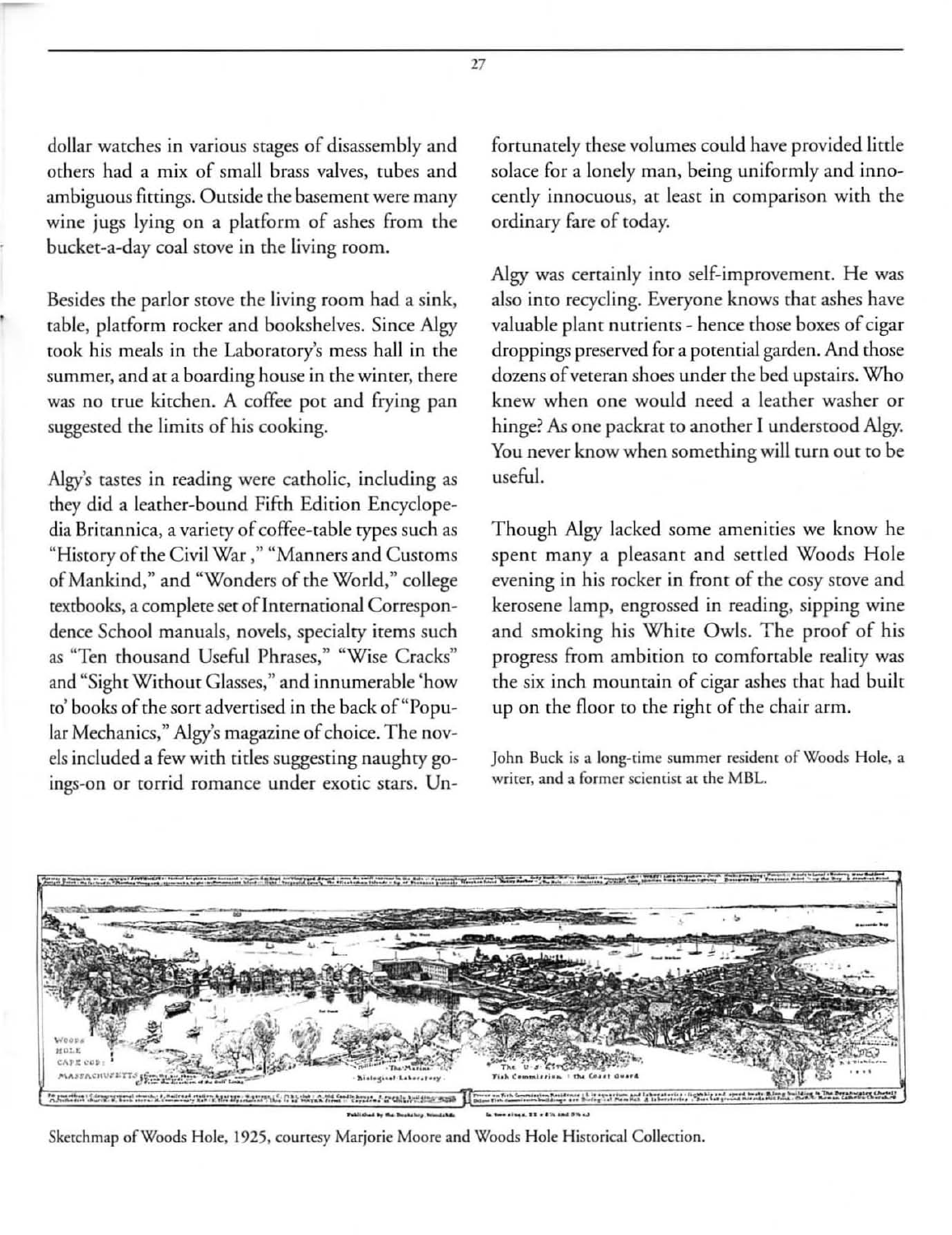dollar watches in various stages of disassembly and others had a mix of small brass valves, tubes and ambiguous fittings. Outside the basement were many wine jugs lying on a platform of ashes from the bucket-a-day coal stove in the living room.

Besides the parlor stove the living room had a sink, table, platform rocker and bookshelves. Since Algy took his meals in the Laboratory's mess hall in the summer, and at a boarding house in the winter, there was no true kitchen. A coffee pot and frying pan suggested the limits of his cooking.

Algy's tastes in reading were catholic, including as they did a leather-bound Fifth Edition Encyclopedia Britannica, a variety of coffee-table types such as "History of the Civil War," "Manners and Customs of Mankind," and "Wonders of the World," college textbooks, a complete set of International Correspondence School manuals, novels, specialty items such as "Ten thousand Useful Phrases," "Wise Cracks" and "Sight Without Glasses," and innumerable 'how to' books of the sort advertised in the back of "Popular Mechanics," Algy's magazine of choice. The novels included a few with titles suggesting naughty goings-on or torrid romance under exotic stars. Unfortunately these volumes could have provided little solace for a lonely man, being uniformly and innocently innocuous, at least in comparison with the ordinary fare of today.

Algy was certainly into self-improvement. He was also into recycling. Everyone knows that ashes have valuable plant nutrients - hence those boxes of cigar droppings preserved for a potential garden. And those dozens of veteran shoes under the bed upstairs. Who knew when one would need a leather washer or hinge? As one packrat to another I understood Algy. You never know when something will turn out to be useful.

Though Algy lacked some amenities we know he spent many a pleasant and settled Woods Hole evening in his rocker in front of the cosy stove and kerosene lamp, engrossed in reading, sipping wine and smoking his White Owls. The proof of his progress from ambition to comfortable reality was the six inch mountain of cigar ashes that had built up on the floor to the right of the chair arm.

John Buck is a long-time summer resident of Woods Hole, a writer, and a former scientist at the MBL.

Sketchmap of Woods Hole, 1925, courtesy Marjorie Moore and Woods Hole Historical Collection.